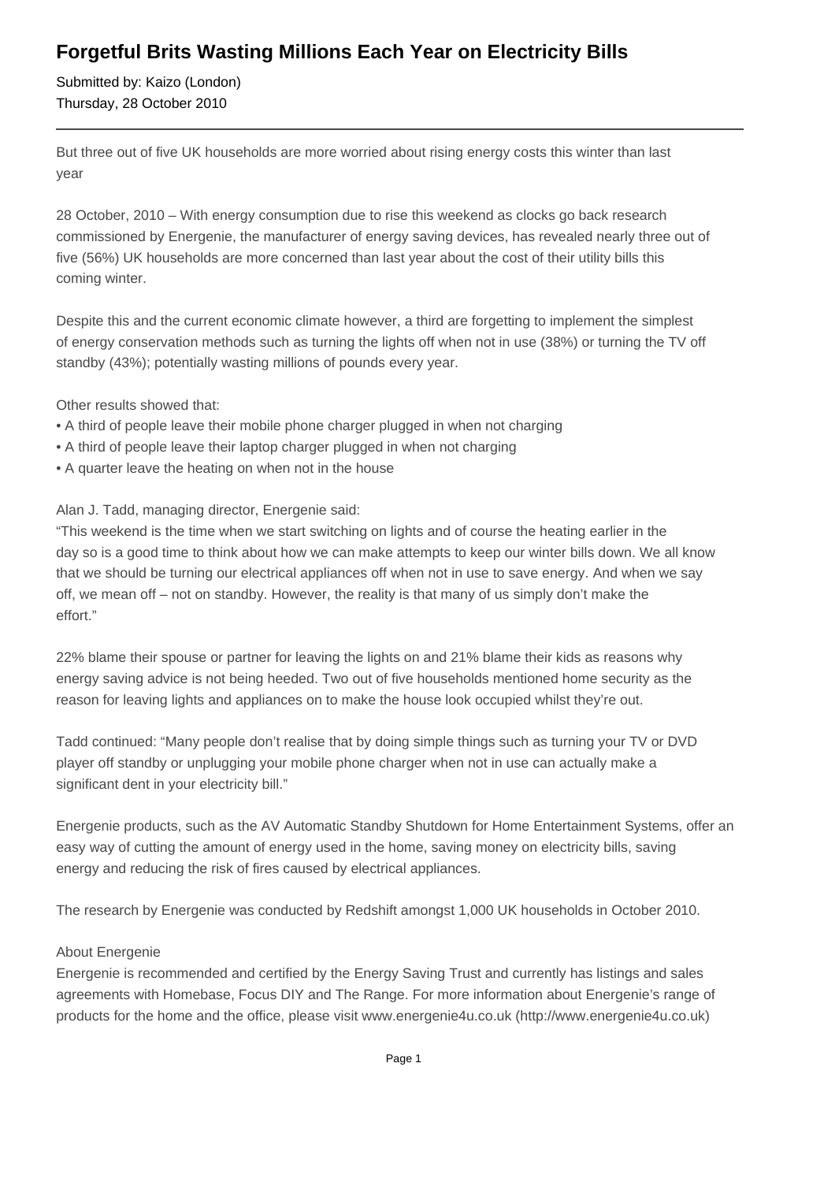# Forgetful Brits Wasting Millions Each Year on Electricity Bills

Submitted by: Kaizo (London)
Thursday, 28 October 2010

---

But three out of five UK households are more worried about rising energy costs this winter than last year

28 October, 2010 – With energy consumption due to rise this weekend as clocks go back research commissioned by Energenie, the manufacturer of energy saving devices, has revealed nearly three out of five (56%) UK households are more concerned than last year about the cost of their utility bills this coming winter.

Despite this and the current economic climate however, a third are forgetting to implement the simplest of energy conservation methods such as turning the lights off when not in use (38%) or turning the TV off standby (43%); potentially wasting millions of pounds every year.

Other results showed that:

- A third of people leave their mobile phone charger plugged in when not charging
- A third of people leave their laptop charger plugged in when not charging
- A quarter leave the heating on when not in the house

Alan J. Tadd, managing director, Energenie said:
"This weekend is the time when we start switching on lights and of course the heating earlier in the day so is a good time to think about how we can make attempts to keep our winter bills down. We all know that we should be turning our electrical appliances off when not in use to save energy. And when we say off, we mean off – not on standby. However, the reality is that many of us simply don't make the effort."

22% blame their spouse or partner for leaving the lights on and 21% blame their kids as reasons why energy saving advice is not being heeded. Two out of five households mentioned home security as the reason for leaving lights and appliances on to make the house look occupied whilst they're out.

Tadd continued: "Many people don't realise that by doing simple things such as turning your TV or DVD player off standby or unplugging your mobile phone charger when not in use can actually make a significant dent in your electricity bill."

Energenie products, such as the AV Automatic Standby Shutdown for Home Entertainment Systems, offer an easy way of cutting the amount of energy used in the home, saving money on electricity bills, saving energy and reducing the risk of fires caused by electrical appliances.

The research by Energenie was conducted by Redshift amongst 1,000 UK households in October 2010.

About Energenie
Energenie is recommended and certified by the Energy Saving Trust and currently has listings and sales agreements with Homebase, Focus DIY and The Range. For more information about Energenie's range of products for the home and the office, please visit www.energenie4u.co.uk (http://www.energenie4u.co.uk)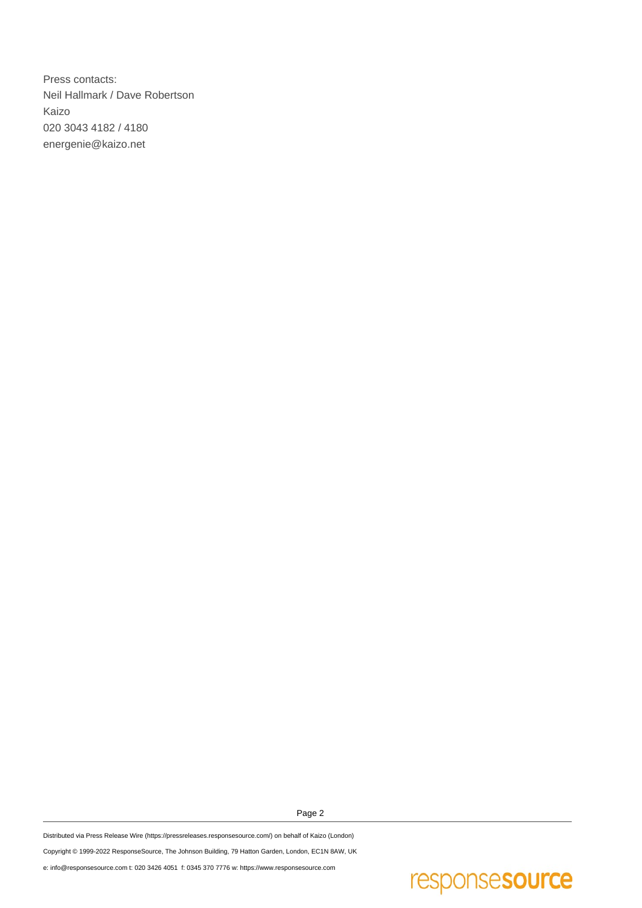Press contacts:
Neil Hallmark / Dave Robertson
Kaizo
020 3043 4182 / 4180
energenie@kaizo.net